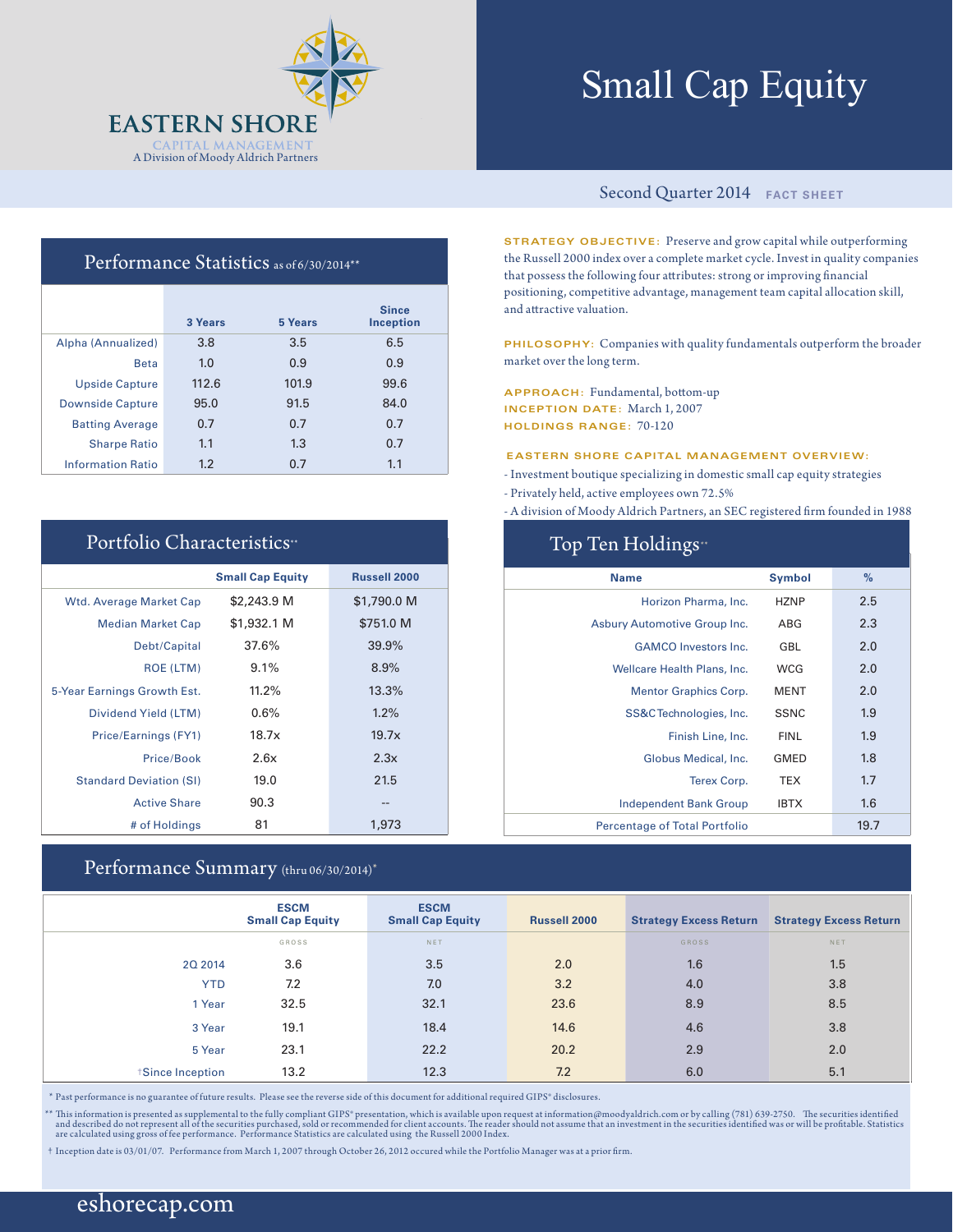# EASTERN SHORE

CAPITAL MANAGEMENT
A Division of Moody Aldrich Partners

# Small Cap Equity

Second Quarter 2014 **FACT SHEET**

## Performance Statistics as of 6/30/2014**

| | 3 Years | 5 Years | Since Inception |
|---|---|---|---|
| Alpha (Annualized) | 3.8 | 3.5 | 6.5 |
| Beta | 1.0 | 0.9 | 0.9 |
| Upside Capture | 112.6 | 101.9 | 99.6 |
| Downside Capture | 95.0 | 91.5 | 84.0 |
| Batting Average | 0.7 | 0.7 | 0.7 |
| Sharpe Ratio | 1.1 | 1.3 | 0.7 |
| Information Ratio | 1.2 | 0.7 | 1.1 |

**STRATEGY OBJECTIVE:** Preserve and grow capital while outperforming the Russell 2000 index over a complete market cycle. Invest in quality companies that possess the following four attributes: strong or improving financial positioning, competitive advantage, management team capital allocation skill, and attractive valuation.

**PHILOSOPHY:** Companies with quality fundamentals outperform the broader market over the long term.

**APPROACH:** Fundamental, bottom-up
**INCEPTION DATE:** March 1, 2007
**HOLDINGS RANGE:** 70-120

**EASTERN SHORE CAPITAL MANAGEMENT OVERVIEW:**

- Investment boutique specializing in domestic small cap equity strategies
- Privately held, active employees own 72.5%
- A division of Moody Aldrich Partners, an SEC registered firm founded in 1988

## Portfolio Characteristics**

| | Small Cap Equity | Russell 2000 |
|---|---|---|
| Wtd. Average Market Cap | $2,243.9 M | $1,790.0 M |
| Median Market Cap | $1,932.1 M | $751.0 M |
| Debt/Capital | 37.6% | 39.9% |
| ROE (LTM) | 9.1% | 8.9% |
| 5-Year Earnings Growth Est. | 11.2% | 13.3% |
| Dividend Yield (LTM) | 0.6% | 1.2% |
| Price/Earnings (FY1) | 18.7x | 19.7x |
| Price/Book | 2.6x | 2.3x |
| Standard Deviation (SI) | 19.0 | 21.5 |
| Active Share | 90.3 | -- |
| # of Holdings | 81 | 1,973 |

## Top Ten Holdings**

| Name | Symbol | % |
|---|---|---|
| Horizon Pharma, Inc. | HZNP | 2.5 |
| Asbury Automotive Group Inc. | ABG | 2.3 |
| GAMCO Investors Inc. | GBL | 2.0 |
| Wellcare Health Plans, Inc. | WCG | 2.0 |
| Mentor Graphics Corp. | MENT | 2.0 |
| SS&C Technologies, Inc. | SSNC | 1.9 |
| Finish Line, Inc. | FINL | 1.9 |
| Globus Medical, Inc. | GMED | 1.8 |
| Terex Corp. | TEX | 1.7 |
| Independent Bank Group | IBTX | 1.6 |
| Percentage of Total Portfolio | | 19.7 |

## Performance Summary (thru 06/30/2014)*

| | ESCM Small Cap Equity | ESCM Small Cap Equity | Russell 2000 | Strategy Excess Return | Strategy Excess Return |
|---|---|---|---|---|---|
| | GROSS | NET | | GROSS | NET |
| 2Q 2014 | 3.6 | 3.5 | 2.0 | 1.6 | 1.5 |
| YTD | 7.2 | 7.0 | 3.2 | 4.0 | 3.8 |
| 1 Year | 32.5 | 32.1 | 23.6 | 8.9 | 8.5 |
| 3 Year | 19.1 | 18.4 | 14.6 | 4.6 | 3.8 |
| 5 Year | 23.1 | 22.2 | 20.2 | 2.9 | 2.0 |
| †Since Inception | 13.2 | 12.3 | 7.2 | 6.0 | 5.1 |

\* Past performance is no guarantee of future results. Please see the reverse side of this document for additional required GIPS® disclosures.

** This information is presented as supplemental to the fully compliant GIPS® presentation, which is available upon request at information@moodyaldrich.com or by calling (781) 639-2750. The securities identified and described do not represent all of the securities purchased, sold or recommended for client accounts. The reader should not assume that an investment in the securities identified was or will be profitable. Statistics are calculated using gross of fee performance. Performance Statistics are calculated using the Russell 2000 Index.

† Inception date is 03/01/07. Performance from March 1, 2007 through October 26, 2012 occured while the Portfolio Manager was at a prior firm.

eshorecap.com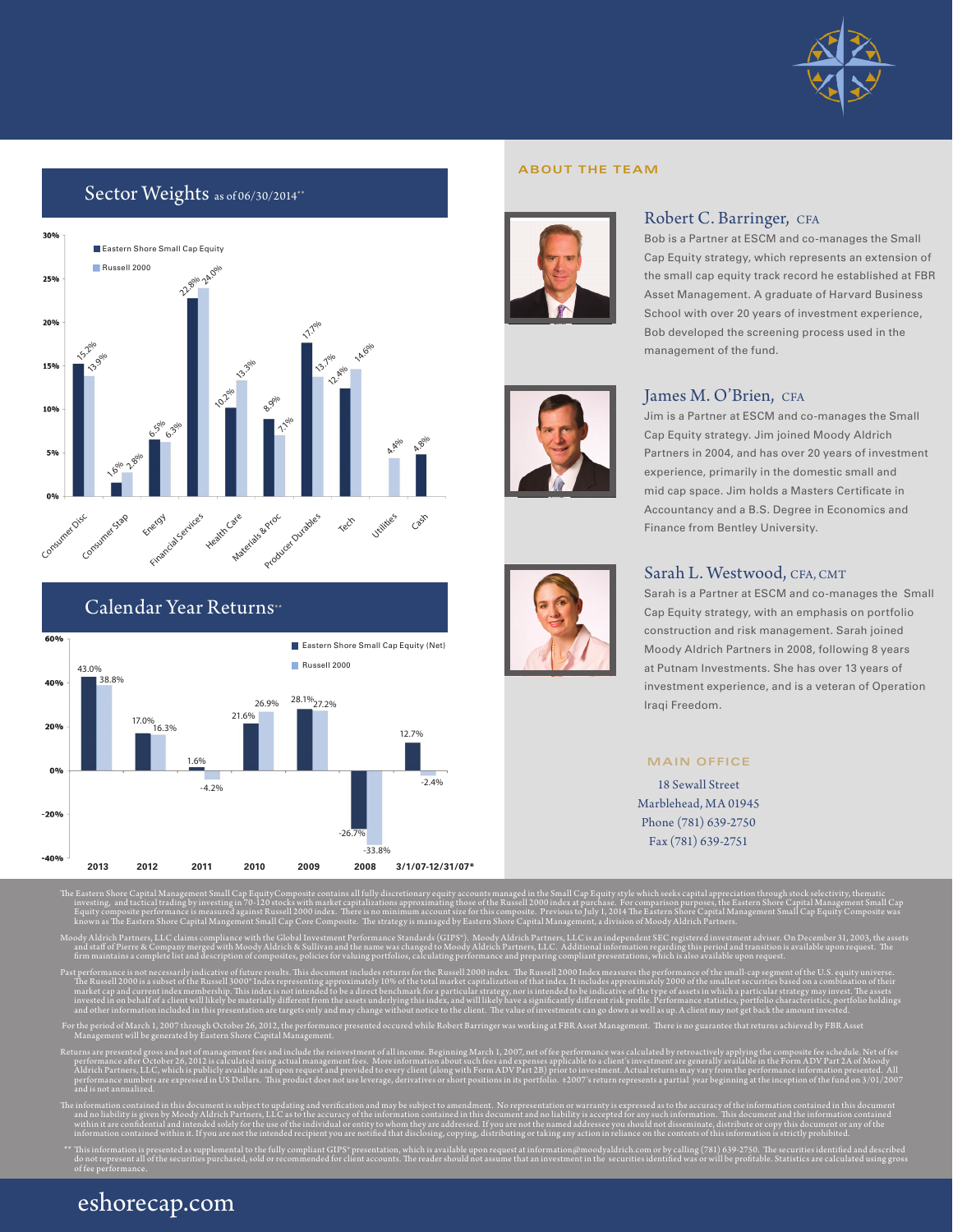## Sector Weights as of 06/30/2014**

30%
25%
20%
15%
10%
5%
0%

Eastern Shore Small Cap Equity
Russell 2000

Consumer Disc 15.2% 13.9%
Consumer Stap 1.6% 2.8%
Energy 6.5% 6.3%
Financial Services 22.8% 24.0%
Health Care 10.2% 13.3%
Materials & Proc 8.9% 7.1%
Producer Durables 17.7% 13.7%
Tech 12.4% 14.6%
Utilities 4.4%
Cash 4.8%

## Calendar Year Returns**

60%
40%
20%
0%
-20%
-40%

Eastern Shore Small Cap Equity (Net)
Russell 2000

2013 43.0% 38.8%
2012 17.0% 16.3%
2011 1.6% -4.2%
2010 21.6% 26.9%
2009 28.1% 27.2%
2008 -26.7% -33.8%
3/1/07-12/31/07* 12.7% -2.4%

## ABOUT THE TEAM

### Robert C. Barringer, CFA

Bob is a Partner at ESCM and co-manages the Small Cap Equity strategy, which represents an extension of the small cap equity track record he established at FBR Asset Management. A graduate of Harvard Business School with over 20 years of investment experience, Bob developed the screening process used in the management of the fund.

### James M. O'Brien, CFA

Jim is a Partner at ESCM and co-manages the Small Cap Equity strategy. Jim joined Moody Aldrich Partners in 2004, and has over 20 years of investment experience, primarily in the domestic small and mid cap space. Jim holds a Masters Certificate in Accountancy and a B.S. Degree in Economics and Finance from Bentley University.

### Sarah L. Westwood, CFA, CMT

Sarah is a Partner at ESCM and co-manages the Small Cap Equity strategy, with an emphasis on portfolio construction and risk management. Sarah joined Moody Aldrich Partners in 2008, following 8 years at Putnam Investments. She has over 13 years of investment experience, and is a veteran of Operation Iraqi Freedom.

## MAIN OFFICE

18 Sewall Street
Marblehead, MA 01945
Phone (781) 639-2750
Fax (781) 639-2751

The Eastern Shore Capital Management Small Cap EquityComposite contains all fully discretionary equity accounts managed in the Small Cap Equity style which seeks capital appreciation through stock selectivity, thematic investing, and tactical trading by investing in 70-120 stocks with market capitalizations approximating those of the Russell 2000 index at purchase. For comparison purposes, the Eastern Shore Capital Management Small Cap Equity composite performance is measured against Russell 2000 index. There is no minimum account size for this composite. Previous to July 1, 2014 The Eastern Shore Capital Management Small Cap Equity Composite was known as The Eastern Shore Capital Mangement Small Cap Core Composite. The strategy is managed by Eastern Shore Capital Management, a division of Moody Aldrich Partners.

Moody Aldrich Partners, LLC claims compliance with the Global Investment Performance Standards (GIPS®). Moody Aldrich Partners, LLC is an independent SEC registered investment adviser. On December 31, 2003, the assets and staff of Pierre & Company merged with Moody Aldrich & Sullivan and the name was changed to Moody Aldrich Partners, LLC. Additional information regarding this period and transition is available upon request. The firm maintains a complete list and description of composites, policies for valuing portfolios, calculating performance and preparing compliant presentations, which is also available upon request.

Past performance is not necessarily indicative of future results. This document includes returns for the Russell 2000 index. The Russell 2000 Index measures the performance of the small-cap segment of the U.S. equity universe. The Russell 2000 is a subset of the Russell 3000® Index representing approximately 10% of the total market capitalization of that index. It includes approximately 2000 of the smallest securities based on a combination of their market cap and current index membership. This index is not intended to be a direct benchmark for a particular strategy, nor is intended to be indicative of the type of assets in which a particular strategy may invest. The assets invested in on behalf of a client will likely be materially different from the assets underlying this index, and will likely have a significantly different risk profile. Performance statistics, portfolio characteristics, portfolio holdings and other information included in this presentation are targets only and may change without notice to the client. The value of investments can go down as well as up. A client may not get back the amount invested.

For the period of March 1, 2007 through October 26, 2012, the performance presented occured while Robert Barringer was working at FBR Asset Management. There is no guarantee that returns achieved by FBR Asset Management will be generated by Eastern Shore Capital Management.

Returns are presented gross and net of management fees and include the reinvestment of all income. Beginning March 1, 2007, net of fee performance was calculated by retroactively applying the composite fee schedule. Net of fee performance after October 26, 2012 is calculated using actual management fees. More information about such fees and expenses applicable to a client's investment are generally available in the Form ADV Part 2A of Moody Aldrich Partners, LLC, which is publicly available and upon request and provided to every client (along with Form ADV Part 2B) prior to investment. Actual returns may vary from the performance information presented. All performance numbers are expressed in US Dollars. This product does not use leverage, derivatives or short positions in its portfolio. ‡2007's return represents a partial year beginning at the inception of the fund on 3/01/2007 and is not annualized.

The information contained in this document is subject to updating and verification and may be subject to amendment. No representation or warranty is expressed as to the accuracy of the information contained in this document and no liability is given by Moody Aldrich Partners, LLC as to the accuracy of the information contained in this document and no liability is accepted for any such information. This document and the information contained within it are confidential and intended solely for the use of the individual or entity to whom they are addressed. If you are not the named addressee you should not disseminate, distribute or copy this document or any of the information contained within it. If you are not the intended recipient you are notified that disclosing, copying, distributing or taking any action in reliance on the contents of this information is strictly prohibited.

** This information is presented as supplemental to the fully compliant GIPS® presentation, which is available upon request at information@moodyaldrich.com or by calling (781) 639-2750. The securities identified and described do not represent all of the securities purchased, sold or recommended for client accounts. The reader should not assume that an investment in the securities identified was or will be profitable. Statistics are calculated using gross of fee performance.

eshorecap.com